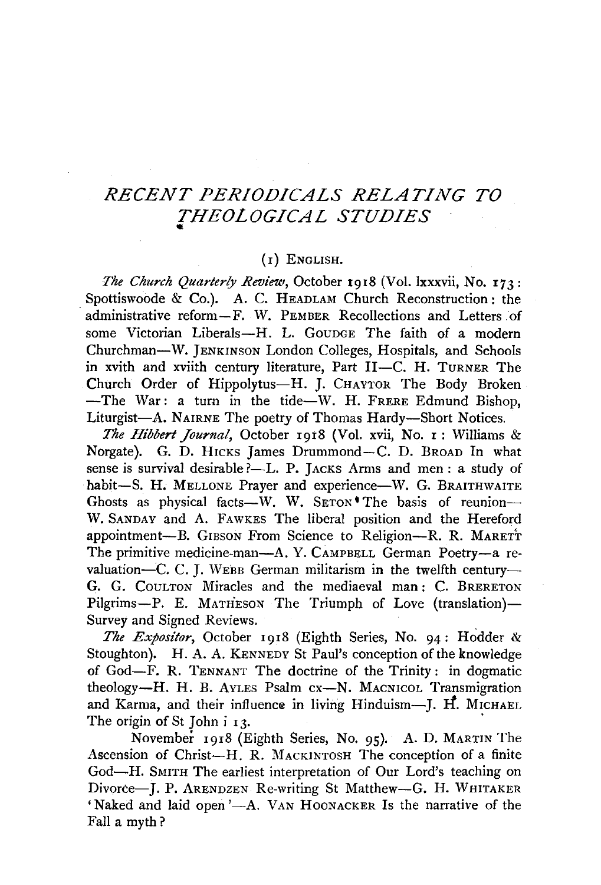# RECENT PERIODICALS RELATING TO THEOLOGICAL STUDIES

## (1) ENGLISH.

*The Church Quarterly Review*, October 1918 (Vol. lxxxvii, No. 173: Spottiswoode & Co.). A. C. HEADLAM Church Reconstruction: the administrative reform—F. W. PEMBER Recollections and Letters of some Victorian Liberals—H. L. GOUDGE The faith of a modern Churchman—W. JENKINSON London Colleges, Hospitals, and Schools in xvith and xviith century literature, Part II—C. H. TURNER The Church Order of Hippolytus—H. J. CHAYTOR The Body Broken—The War: a turn in the tide—W. H. FRERE Edmund Bishop, Liturgist—A. NAIRNE The poetry of Thomas Hardy—Short Notices.

*The Hibbert Journal*, October 1918 (Vol. xvii, No. 1: Williams & Norgate). G. D. HICKS James Drummond—C. D. BROAD In what sense is survival desirable?—L. P. JACKS Arms and men: a study of habit—S. H. MELLONE Prayer and experience—W. G. BRAITHWAITE Ghosts as physical facts—W. W. SETON The basis of reunion—W. SANDAY and A. FAWKES The liberal position and the Hereford appointment—B. GIBSON From Science to Religion—R. R. MARETT The primitive medicine-man—A. Y. CAMPBELL German Poetry—a re-valuation—C. C. J. WEBB German militarism in the twelfth century—G. G. COULTON Miracles and the mediaeval man: C. BRERETON Pilgrims—P. E. MATHESON The Triumph of Love (translation)—Survey and Signed Reviews.

*The Expositor*, October 1918 (Eighth Series, No. 94: Hodder & Stoughton). H. A. A. KENNEDY St Paul's conception of the knowledge of God—F. R. TENNANT The doctrine of the Trinity: in dogmatic theology—H. H. B. AYLES Psalm cx—N. MACNICOL Transmigration and Karma, and their influence in living Hinduism—J. H. MICHAEL The origin of St John i 13.

November 1918 (Eighth Series, No. 95). A. D. MARTIN The Ascension of Christ—H. R. MACKINTOSH The conception of a finite God—H. SMITH The earliest interpretation of Our Lord's teaching on Divorce—J. P. ARENDZEN Re-writing St Matthew—G. H. WHITAKER 'Naked and laid open'—A. VAN HOONACKER Is the narrative of the Fall a myth?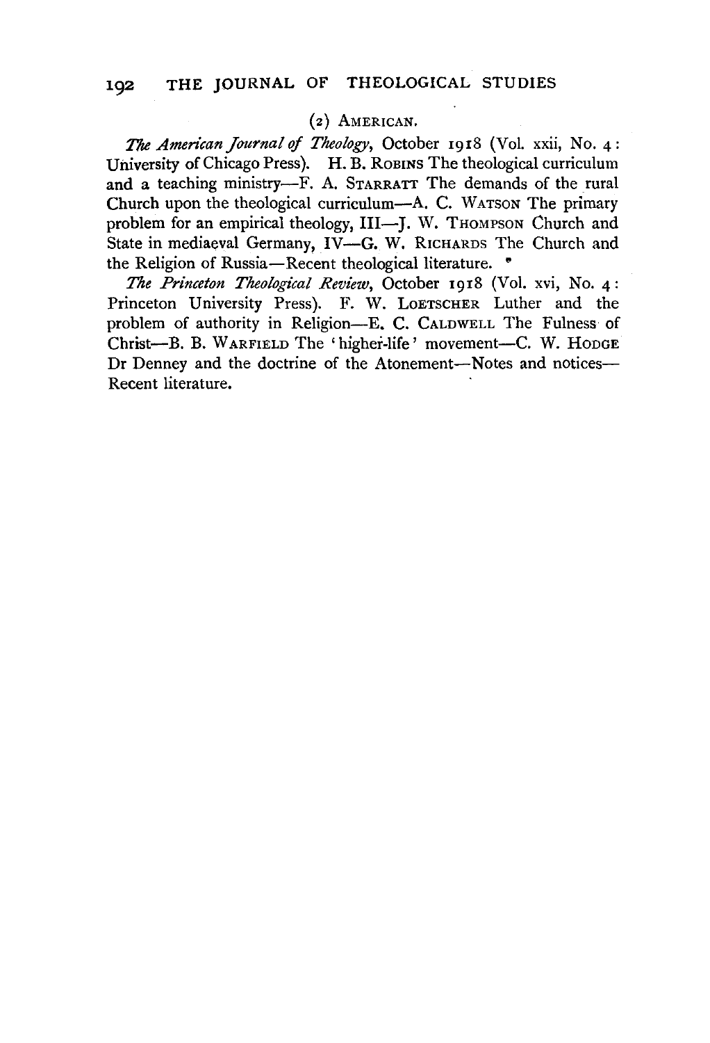### (2) American.

*The American Journal of Theology*, October 1918 (Vol. xxii, No. 4: University of Chicago Press). H. B. Robins The theological curriculum and a teaching ministry—F. A. Starratt The demands of the rural Church upon the theological curriculum—A. C. Watson The primary problem for an empirical theology, III—J. W. Thompson Church and State in mediaeval Germany, IV—G. W. Richards The Church and the Religion of Russia—Recent theological literature.

*The Princeton Theological Review*, October 1918 (Vol. xvi, No. 4: Princeton University Press). F. W. Loetscher Luther and the problem of authority in Religion—E. C. Caldwell The Fulness of Christ—B. B. Warfield The 'higher-life' movement—C. W. Hodge Dr Denney and the doctrine of the Atonement—Notes and notices—Recent literature.